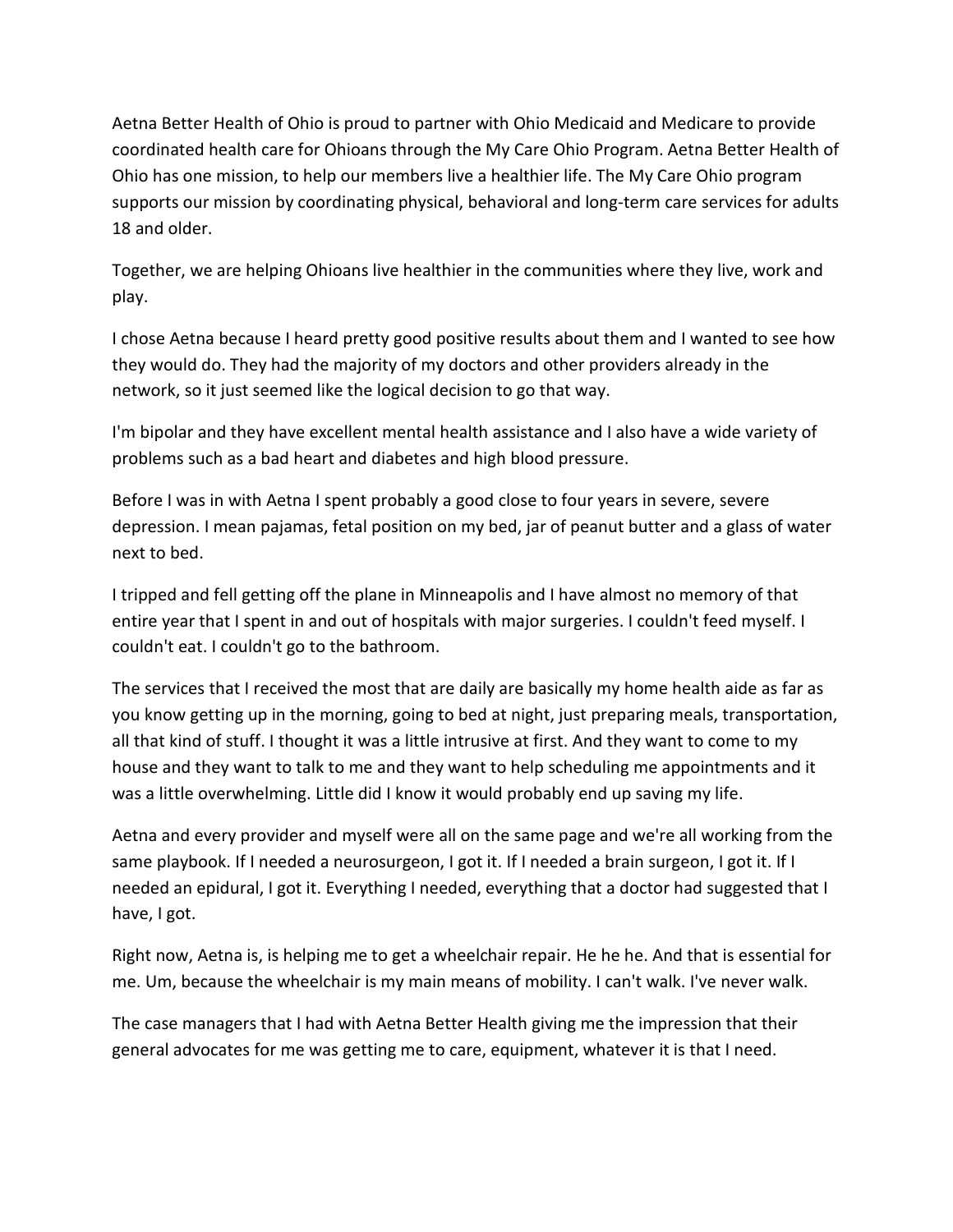Aetna Better Health of Ohio is proud to partner with Ohio Medicaid and Medicare to provide coordinated health care for Ohioans through the My Care Ohio Program. Aetna Better Health of Ohio has one mission, to help our members live a healthier life. The My Care Ohio program supports our mission by coordinating physical, behavioral and long-term care services for adults 18 and older.

Together, we are helping Ohioans live healthier in the communities where they live, work and play.

I chose Aetna because I heard pretty good positive results about them and I wanted to see how they would do. They had the majority of my doctors and other providers already in the network, so it just seemed like the logical decision to go that way.

I'm bipolar and they have excellent mental health assistance and I also have a wide variety of problems such as a bad heart and diabetes and high blood pressure.

Before I was in with Aetna I spent probably a good close to four years in severe, severe depression. I mean pajamas, fetal position on my bed, jar of peanut butter and a glass of water next to bed.

I tripped and fell getting off the plane in Minneapolis and I have almost no memory of that entire year that I spent in and out of hospitals with major surgeries. I couldn't feed myself. I couldn't eat. I couldn't go to the bathroom.

The services that I received the most that are daily are basically my home health aide as far as you know getting up in the morning, going to bed at night, just preparing meals, transportation, all that kind of stuff. I thought it was a little intrusive at first. And they want to come to my house and they want to talk to me and they want to help scheduling me appointments and it was a little overwhelming. Little did I know it would probably end up saving my life.

Aetna and every provider and myself were all on the same page and we're all working from the same playbook. If I needed a neurosurgeon, I got it. If I needed a brain surgeon, I got it. If I needed an epidural, I got it. Everything I needed, everything that a doctor had suggested that I have, I got.

Right now, Aetna is, is helping me to get a wheelchair repair. He he he. And that is essential for me. Um, because the wheelchair is my main means of mobility. I can't walk. I've never walk.

The case managers that I had with Aetna Better Health giving me the impression that their general advocates for me was getting me to care, equipment, whatever it is that I need.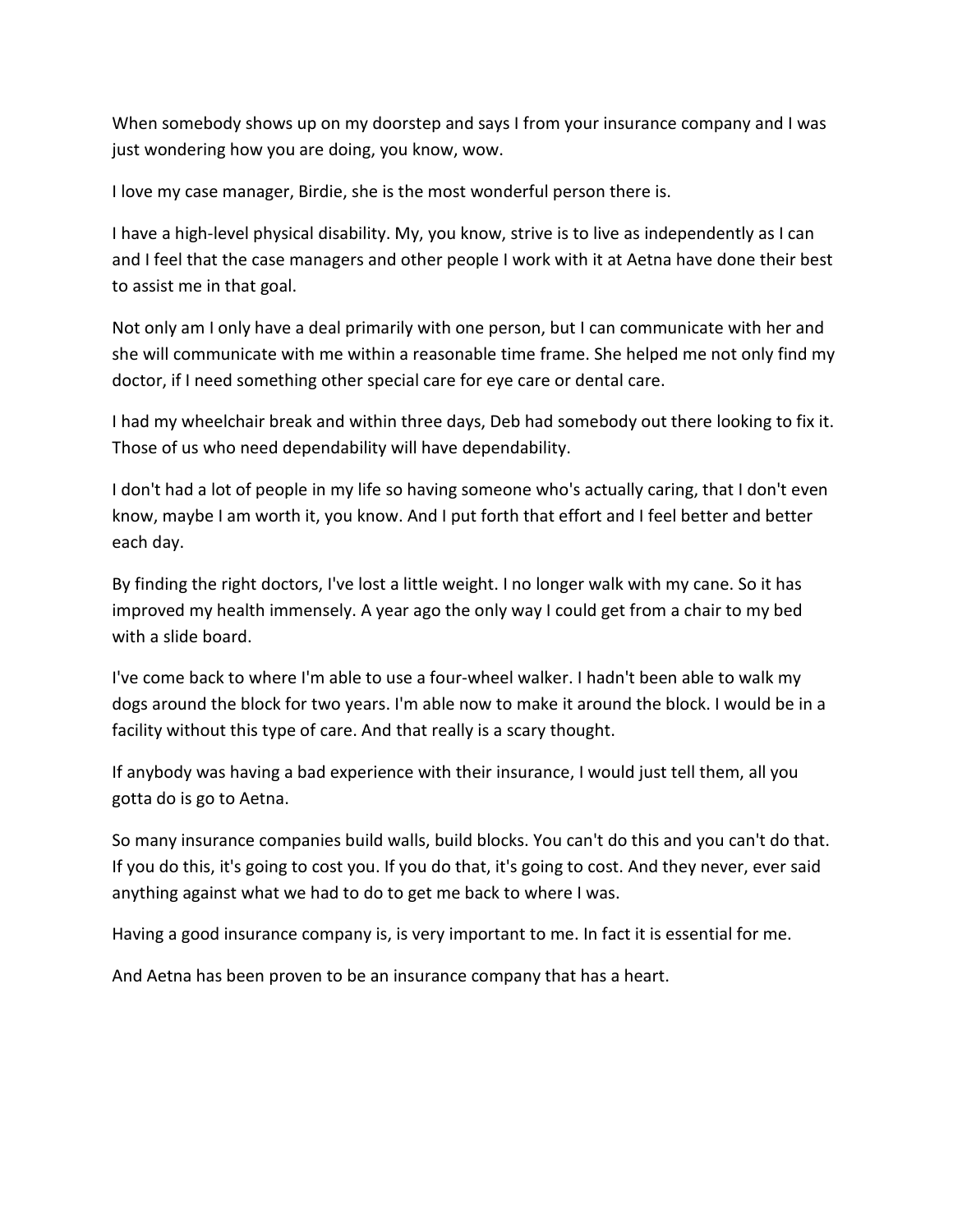When somebody shows up on my doorstep and says I from your insurance company and I was just wondering how you are doing, you know, wow.

I love my case manager, Birdie, she is the most wonderful person there is.

I have a high-level physical disability. My, you know, strive is to live as independently as I can and I feel that the case managers and other people I work with it at Aetna have done their best to assist me in that goal.

Not only am I only have a deal primarily with one person, but I can communicate with her and she will communicate with me within a reasonable time frame. She helped me not only find my doctor, if I need something other special care for eye care or dental care.

I had my wheelchair break and within three days, Deb had somebody out there looking to fix it. Those of us who need dependability will have dependability.

I don't had a lot of people in my life so having someone who's actually caring, that I don't even know, maybe I am worth it, you know. And I put forth that effort and I feel better and better each day.

By finding the right doctors, I've lost a little weight. I no longer walk with my cane. So it has improved my health immensely. A year ago the only way I could get from a chair to my bed with a slide board.

I've come back to where I'm able to use a four-wheel walker. I hadn't been able to walk my dogs around the block for two years. I'm able now to make it around the block. I would be in a facility without this type of care. And that really is a scary thought.

If anybody was having a bad experience with their insurance, I would just tell them, all you gotta do is go to Aetna.

So many insurance companies build walls, build blocks. You can't do this and you can't do that. If you do this, it's going to cost you. If you do that, it's going to cost. And they never, ever said anything against what we had to do to get me back to where I was.

Having a good insurance company is, is very important to me. In fact it is essential for me.

And Aetna has been proven to be an insurance company that has a heart.